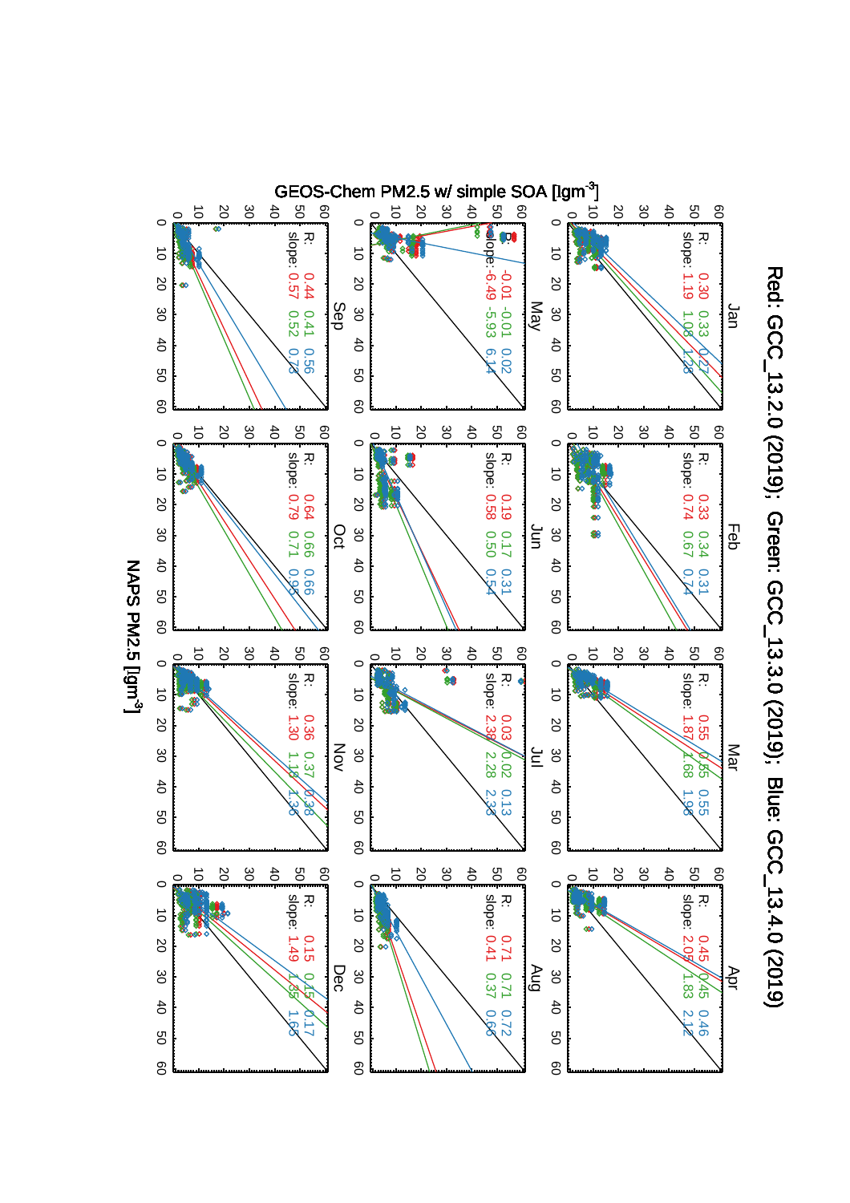# Red: GCC_13.2.0 (2019); Green: GCC_13.3.0 (2019); Blue: GCC_13.4.0 (2019)

Y-axis: GEOS-Chem PM2.5 w/ simple SOA [lgm$^{-3}$]

X-axis: NAPS PM2.5 [lgm$^{-3}$]

| Month | R (Red) | R (Green) | R (Blue) | slope (Red) | slope (Green) | slope (Blue) |
|---|---|---|---|---|---|---|
| Jan | 0.30 | 0.33 | 0.27 | 1.19 | 1.08 | 1.28 |
| Feb | 0.33 | 0.34 | 0.31 | 0.74 | 0.67 | 0.74 |
| Mar | 0.55 | 0.55 | 0.55 | 1.87 | 1.68 | 1.98 |
| Apr | 0.45 | 0.45 | 0.46 | 2.05 | 1.83 | 2.12 |
| May | -0.01 | -0.01 | 0.02 | -6.49 | -5.93 | 6.14 |
| Jun | 0.19 | 0.17 | 0.31 | 0.58 | 0.50 | 0.54 |
| Jul | 0.03 | 0.02 | 0.13 | 2.38 | 2.28 | 2.33 |
| Aug | 0.71 | 0.71 | 0.72 | 0.41 | 0.37 | 0.63 |
| Sep | 0.44 | 0.41 | 0.56 | 0.57 | 0.52 | 0.73 |
| Oct | 0.64 | 0.66 | 0.66 | 0.79 | 0.71 | 0.95 |
| Nov | 0.36 | 0.37 | 0.38 | 1.30 | 1.18 | 1.36 |
| Dec | 0.15 | 0.15 | 0.17 | 1.49 | 1.35 | 1.65 |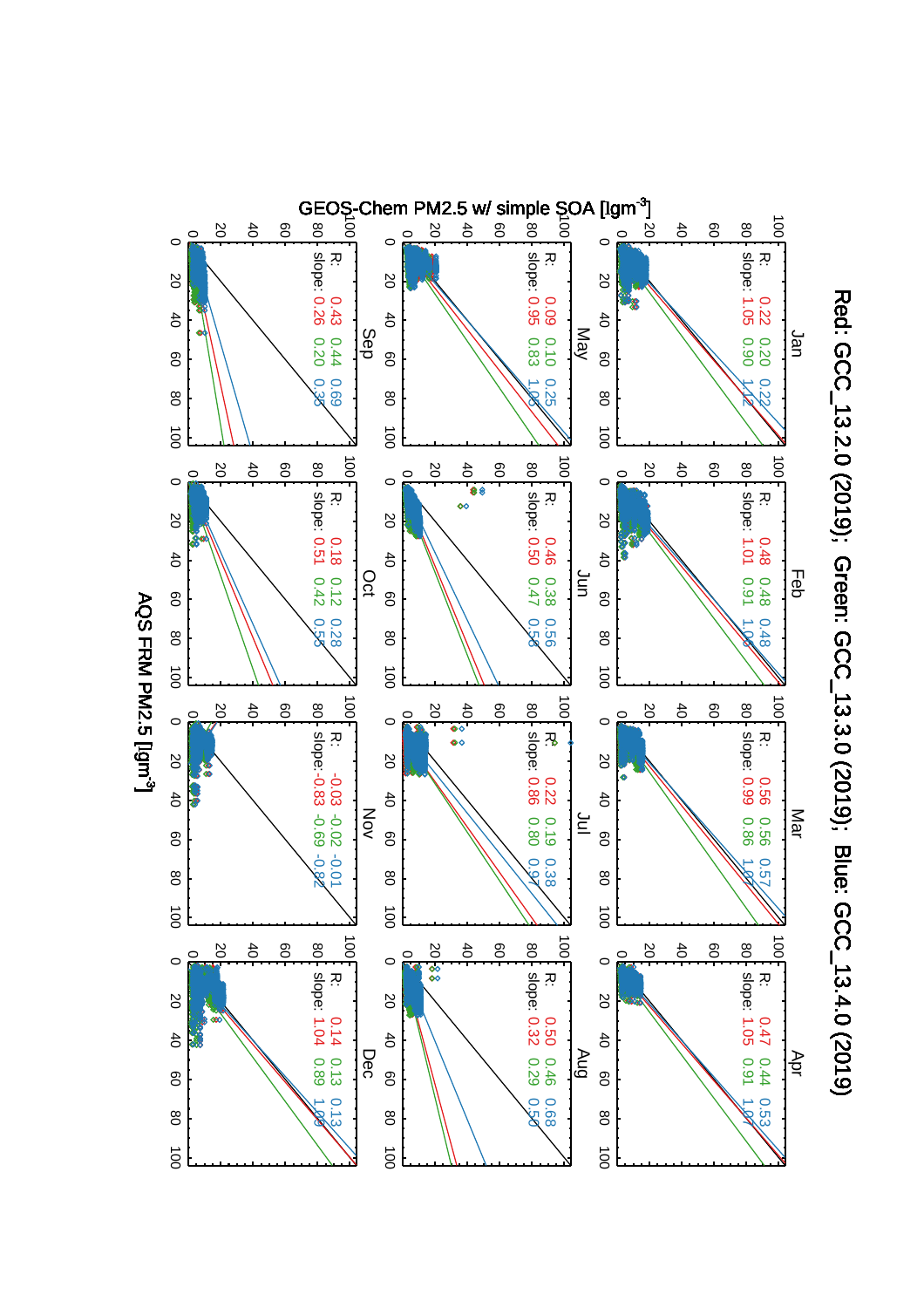# Red: GCC_13.2.0 (2019); Green: GCC_13.3.0 (2019); Blue: GCC_13.4.0 (2019)

Y-axis: GEOS-Chem PM2.5 w/ simple SOA [$\mu g m^{-3}$]

X-axis: AQS FRM PM2.5 [$\mu g m^{-3}$]

| Month | R (Red) | R (Green) | R (Blue) | slope (Red) | slope (Green) | slope (Blue) |
|---|---|---|---|---|---|---|
| Jan | 0.22 | 0.20 | 0.22 | 1.05 | 0.90 | 1.12 |
| Feb | 0.48 | 0.48 | 0.48 | 1.01 | 0.91 | 1.06 |
| Mar | 0.56 | 0.56 | 0.57 | 0.99 | 0.86 | 1.05 |
| Apr | 0.47 | 0.44 | 0.53 | 1.05 | 0.91 | 1.07 |
| May | 0.09 | 0.10 | 0.25 | 0.95 | 0.83 | 1.03 |
| Jun | 0.46 | 0.38 | 0.56 | 0.50 | 0.47 | 0.58 |
| Jul | 0.22 | 0.19 | 0.38 | 0.86 | 0.80 | 0.97 |
| Aug | 0.50 | 0.46 | 0.68 | 0.32 | 0.29 | 0.50 |
| Sep | 0.43 | 0.44 | 0.69 | 0.26 | 0.20 | 0.35 |
| Oct | 0.18 | 0.12 | 0.28 | 0.51 | 0.42 | 0.55 |
| Nov | -0.03 | -0.02 | -0.01 | -0.83 | -0.69 | -0.82 |
| Dec | 0.14 | 0.13 | 0.13 | 1.04 | 0.89 | 1.09 |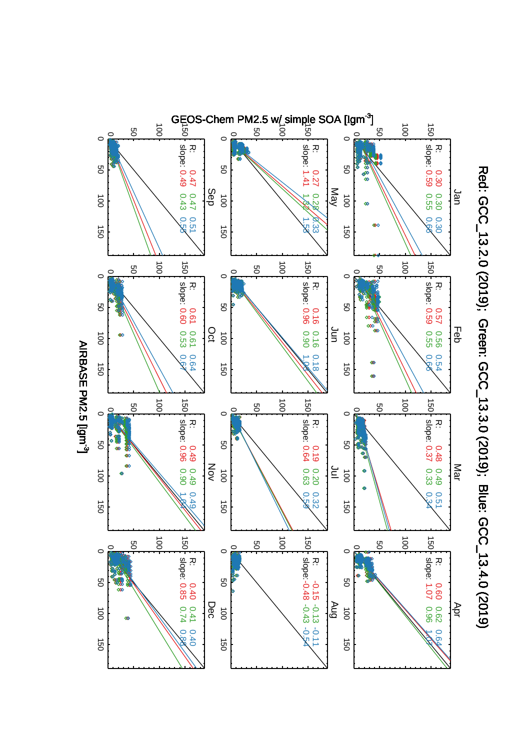# Red: GCC_13.2.0 (2019); Green: GCC_13.3.0 (2019); Blue: GCC_13.4.0 (2019)

GEOS-Chem PM2.5 w/ simple SOA [$\mu g m^{-3}$]

AIRBASE PM2.5 [$\mu g m^{-3}$]

| Month | R (Red) | R (Green) | R (Blue) | slope (Red) | slope (Green) | slope (Blue) |
|---|---|---|---|---|---|---|
| Jan | 0.30 | 0.30 | 0.30 | 0.59 | 0.55 | 0.66 |
| Feb | 0.57 | 0.56 | 0.54 | 0.59 | 0.55 | 0.66 |
| Mar | 0.48 | 0.49 | 0.51 | 0.37 | 0.33 | 0.34 |
| Apr | 0.60 | 0.62 | 0.64 | 1.07 | 0.96 | 1.17 |
| May | 0.27 | 0.28 | 0.33 | 1.41 | 1.32 | 1.53 |
| Jun | 0.16 | 0.16 | 0.18 | 0.96 | 0.90 | 1.03 |
| Jul | 0.19 | 0.20 | 0.32 | 0.64 | 0.63 | 0.59 |
| Aug | -0.15 | -0.13 | -0.11 | -0.48 | -0.43 | -0.54 |
| Sep | 0.47 | 0.47 | 0.51 | 0.49 | 0.43 | 0.55 |
| Oct | 0.61 | 0.61 | 0.64 | 0.60 | 0.53 | 0.67 |
| Nov | 0.49 | 0.49 | 0.49 | 0.96 | 0.90 | 1.04 |
| Dec | 0.40 | 0.41 | 0.40 | 0.85 | 0.74 | 0.83 |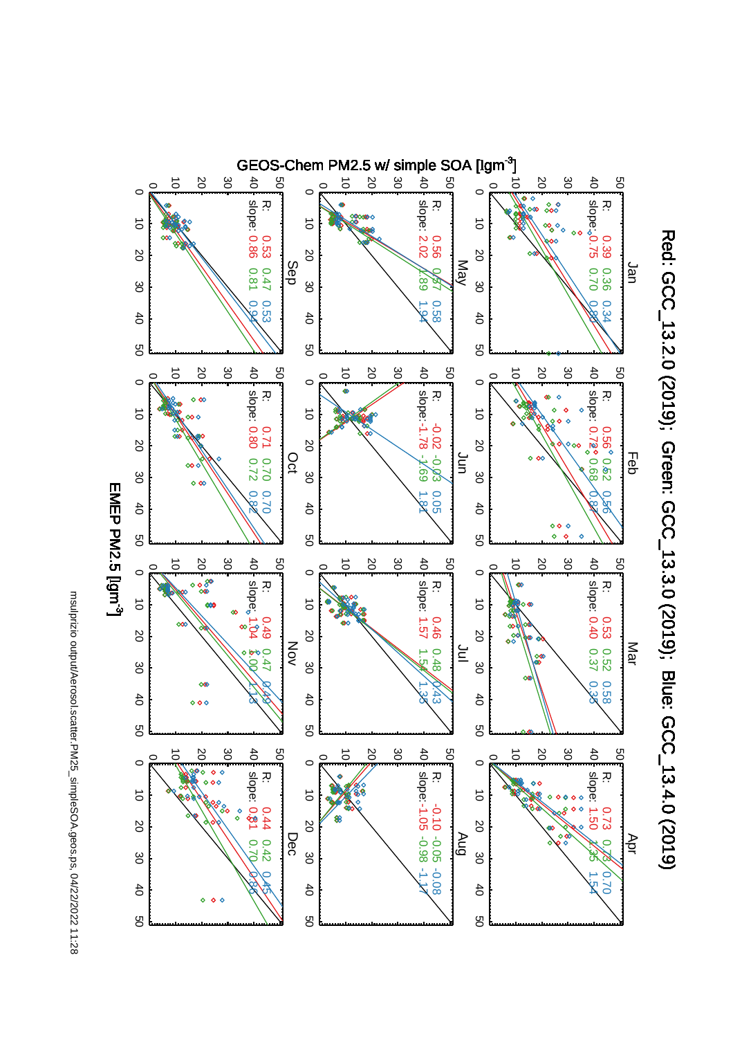Red: GCC_13.2.0 (2019); Green: GCC_13.3.0 (2019); Blue: GCC_13.4.0 (2019)

GEOS-Chem PM2.5 w/ simple SOA [μgm$^{-3}$]

EMEP PM2.5 [μgm$^{-3}$]

Jan
R: 0.39 0.36 0.34
slope: 0.75 0.70 0.80

Feb
R: 0.56 0.52 0.56
slope: 0.72 0.68 0.82

Mar
R: 0.53 0.52 0.58
slope: 0.40 0.37 0.38

Apr
R: 0.73 0.73 0.70
slope: 1.50 1.35 1.54

May
R: 0.56 0.57 0.58
slope: 2.02 1.89 1.94

Jun
R: -0.02 -0.03 0.05
slope: -1.78 -1.69 1.81

Jul
R: 0.46 0.48 0.43
slope: 1.57 1.54 1.35

Aug
R: -0.10 -0.05 -0.08
slope: -1.05 -0.98 -1.17

Sep
R: 0.53 0.47 0.53
slope: 0.86 0.81 0.94

Oct
R: 0.71 0.70 0.70
slope: 0.80 0.72 0.82

Nov
R: 0.49 0.47 0.49
slope: 1.04 1.00 1.13

Dec
R: 0.44 0.42 0.45
slope: 0.81 0.70 0.86

msulprizio output/Aerosol.scatter.PM25_simpleSOA.geos.ps, 04/22/2022 11:28